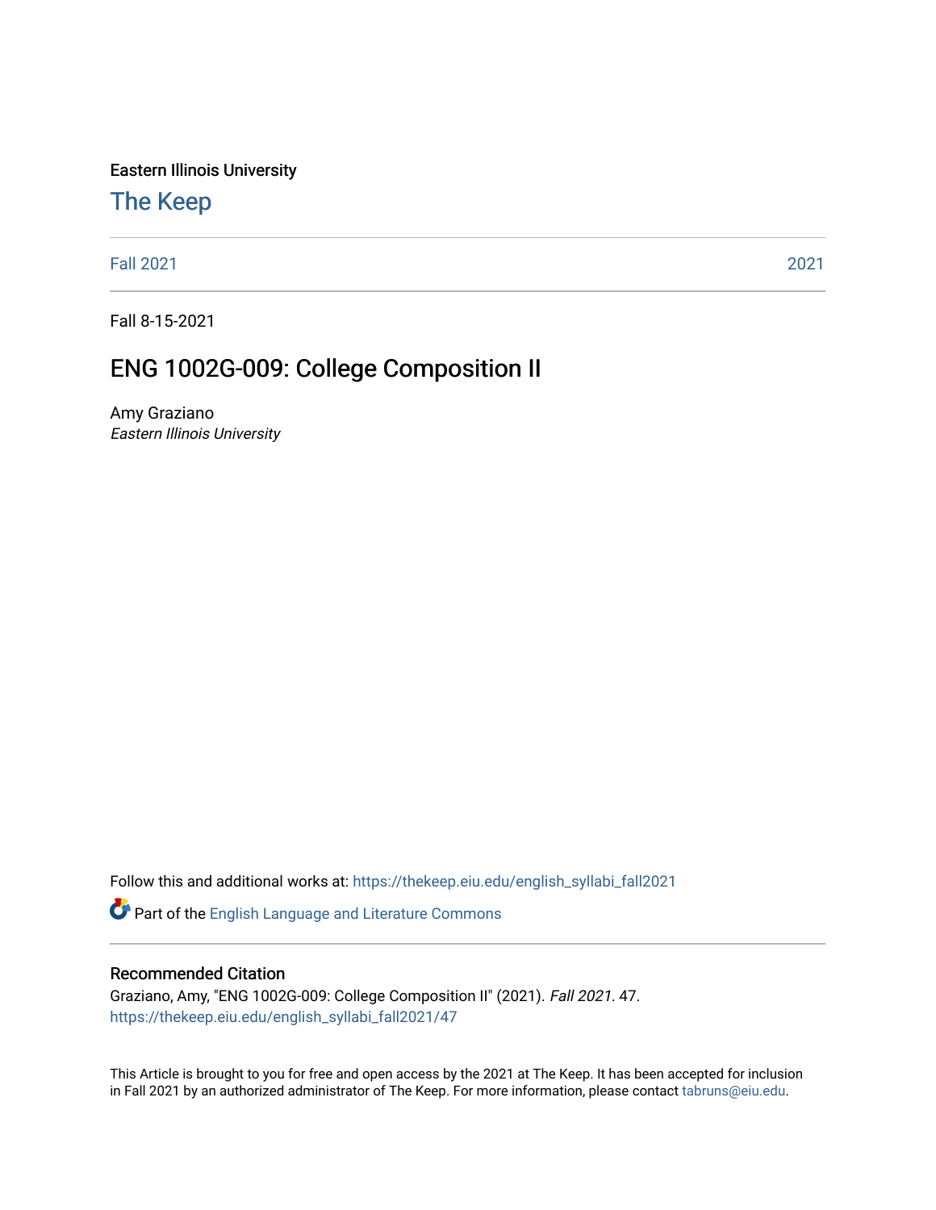Eastern Illinois University

# The Keep

Fall 2021 | 2021

Fall 8-15-2021

## ENG 1002G-009: College Composition II

Amy Graziano
*Eastern Illinois University*

Follow this and additional works at: https://thekeep.eiu.edu/english_syllabi_fall2021

Part of the English Language and Literature Commons

### Recommended Citation

Graziano, Amy, "ENG 1002G-009: College Composition II" (2021). *Fall 2021*. 47.
https://thekeep.eiu.edu/english_syllabi_fall2021/47

This Article is brought to you for free and open access by the 2021 at The Keep. It has been accepted for inclusion in Fall 2021 by an authorized administrator of The Keep. For more information, please contact tabruns@eiu.edu.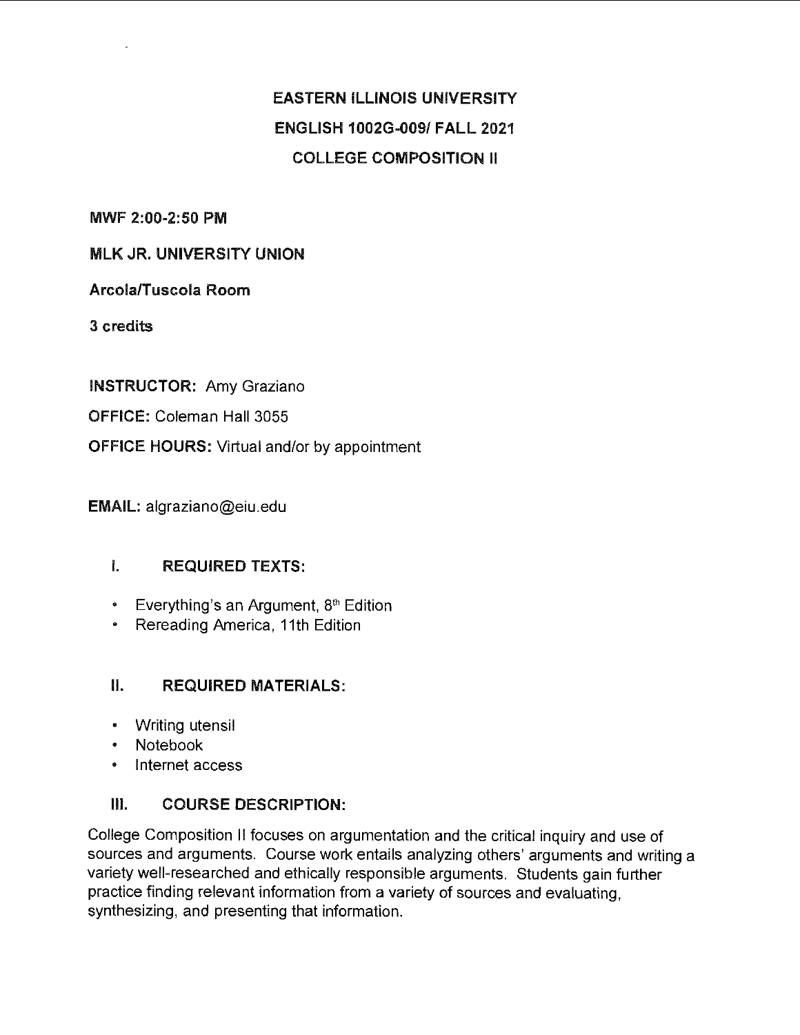**EASTERN ILLINOIS UNIVERSITY**

**ENGLISH 1002G-009/ FALL 2021**

**COLLEGE COMPOSITION II**

**MWF 2:00-2:50 PM**

**MLK JR. UNIVERSITY UNION**

**Arcola/Tuscola Room**

**3 credits**

**INSTRUCTOR:** Amy Graziano

**OFFICE:** Coleman Hall 3055

**OFFICE HOURS:** Virtual and/or by appointment

**EMAIL:** algraziano@eiu.edu

## I. REQUIRED TEXTS:

- Everything's an Argument, 8th Edition
- Rereading America, 11th Edition

## II. REQUIRED MATERIALS:

- Writing utensil
- Notebook
- Internet access

## III. COURSE DESCRIPTION:

College Composition II focuses on argumentation and the critical inquiry and use of sources and arguments. Course work entails analyzing others' arguments and writing a variety well-researched and ethically responsible arguments. Students gain further practice finding relevant information from a variety of sources and evaluating, synthesizing, and presenting that information.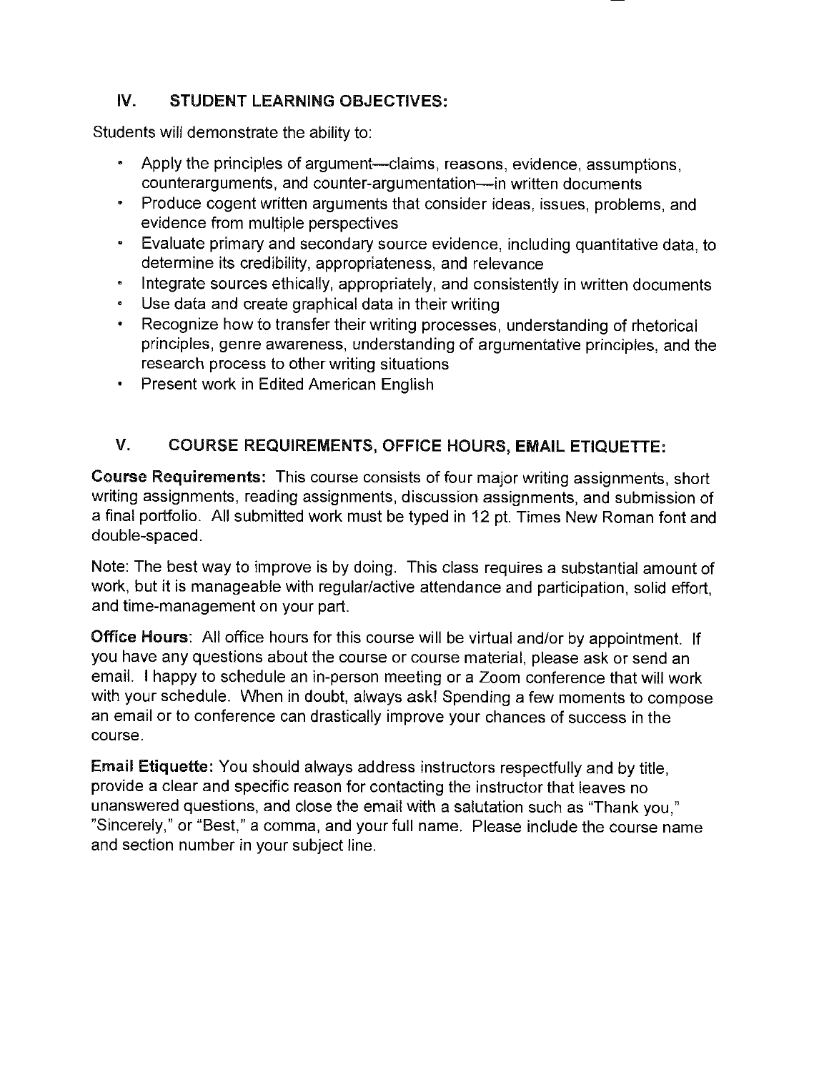## IV. STUDENT LEARNING OBJECTIVES:

Students will demonstrate the ability to:

- Apply the principles of argument—claims, reasons, evidence, assumptions, counterarguments, and counter-argumentation—in written documents
- Produce cogent written arguments that consider ideas, issues, problems, and evidence from multiple perspectives
- Evaluate primary and secondary source evidence, including quantitative data, to determine its credibility, appropriateness, and relevance
- Integrate sources ethically, appropriately, and consistently in written documents
- Use data and create graphical data in their writing
- Recognize how to transfer their writing processes, understanding of rhetorical principles, genre awareness, understanding of argumentative principles, and the research process to other writing situations
- Present work in Edited American English

## V. COURSE REQUIREMENTS, OFFICE HOURS, EMAIL ETIQUETTE:

**Course Requirements:** This course consists of four major writing assignments, short writing assignments, reading assignments, discussion assignments, and submission of a final portfolio. All submitted work must be typed in 12 pt. Times New Roman font and double-spaced.

Note: The best way to improve is by doing. This class requires a substantial amount of work, but it is manageable with regular/active attendance and participation, solid effort, and time-management on your part.

**Office Hours**: All office hours for this course will be virtual and/or by appointment. If you have any questions about the course or course material, please ask or send an email. I happy to schedule an in-person meeting or a Zoom conference that will work with your schedule. When in doubt, always ask! Spending a few moments to compose an email or to conference can drastically improve your chances of success in the course.

**Email Etiquette:** You should always address instructors respectfully and by title, provide a clear and specific reason for contacting the instructor that leaves no unanswered questions, and close the email with a salutation such as "Thank you," "Sincerely," or "Best," a comma, and your full name. Please include the course name and section number in your subject line.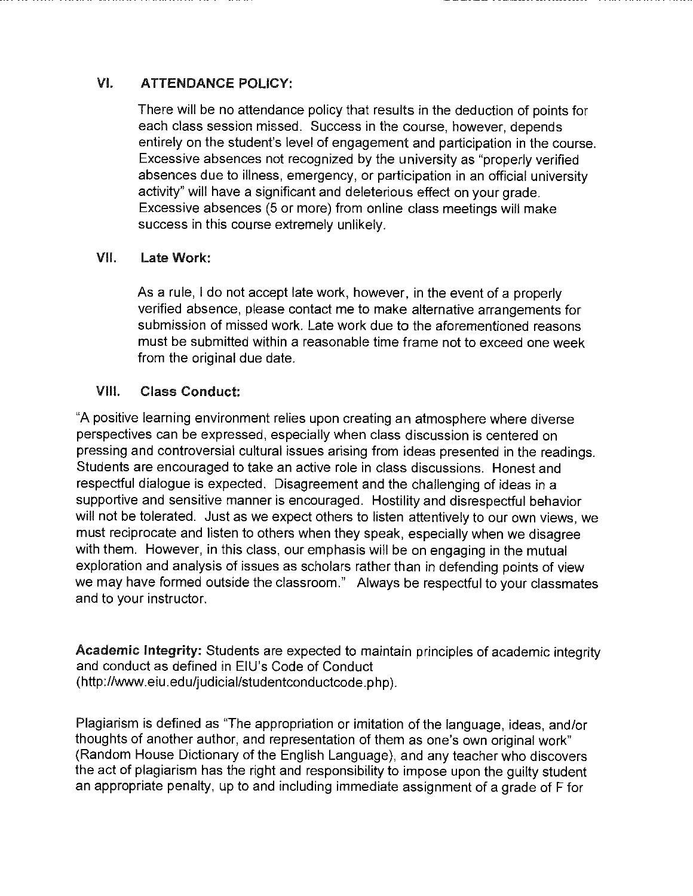## VI. ATTENDANCE POLICY:

There will be no attendance policy that results in the deduction of points for each class session missed. Success in the course, however, depends entirely on the student's level of engagement and participation in the course. Excessive absences not recognized by the university as "properly verified absences due to illness, emergency, or participation in an official university activity" will have a significant and deleterious effect on your grade. Excessive absences (5 or more) from online class meetings will make success in this course extremely unlikely.

## VII. Late Work:

As a rule, I do not accept late work, however, in the event of a properly verified absence, please contact me to make alternative arrangements for submission of missed work. Late work due to the aforementioned reasons must be submitted within a reasonable time frame not to exceed one week from the original due date.

## VIII. Class Conduct:

"A positive learning environment relies upon creating an atmosphere where diverse perspectives can be expressed, especially when class discussion is centered on pressing and controversial cultural issues arising from ideas presented in the readings. Students are encouraged to take an active role in class discussions. Honest and respectful dialogue is expected. Disagreement and the challenging of ideas in a supportive and sensitive manner is encouraged. Hostility and disrespectful behavior will not be tolerated. Just as we expect others to listen attentively to our own views, we must reciprocate and listen to others when they speak, especially when we disagree with them. However, in this class, our emphasis will be on engaging in the mutual exploration and analysis of issues as scholars rather than in defending points of view we may have formed outside the classroom." Always be respectful to your classmates and to your instructor.

**Academic Integrity:** Students are expected to maintain principles of academic integrity and conduct as defined in EIU's Code of Conduct (http://www.eiu.edu/judicial/studentconductcode.php).

Plagiarism is defined as "The appropriation or imitation of the language, ideas, and/or thoughts of another author, and representation of them as one's own original work" (Random House Dictionary of the English Language), and any teacher who discovers the act of plagiarism has the right and responsibility to impose upon the guilty student an appropriate penalty, up to and including immediate assignment of a grade of F for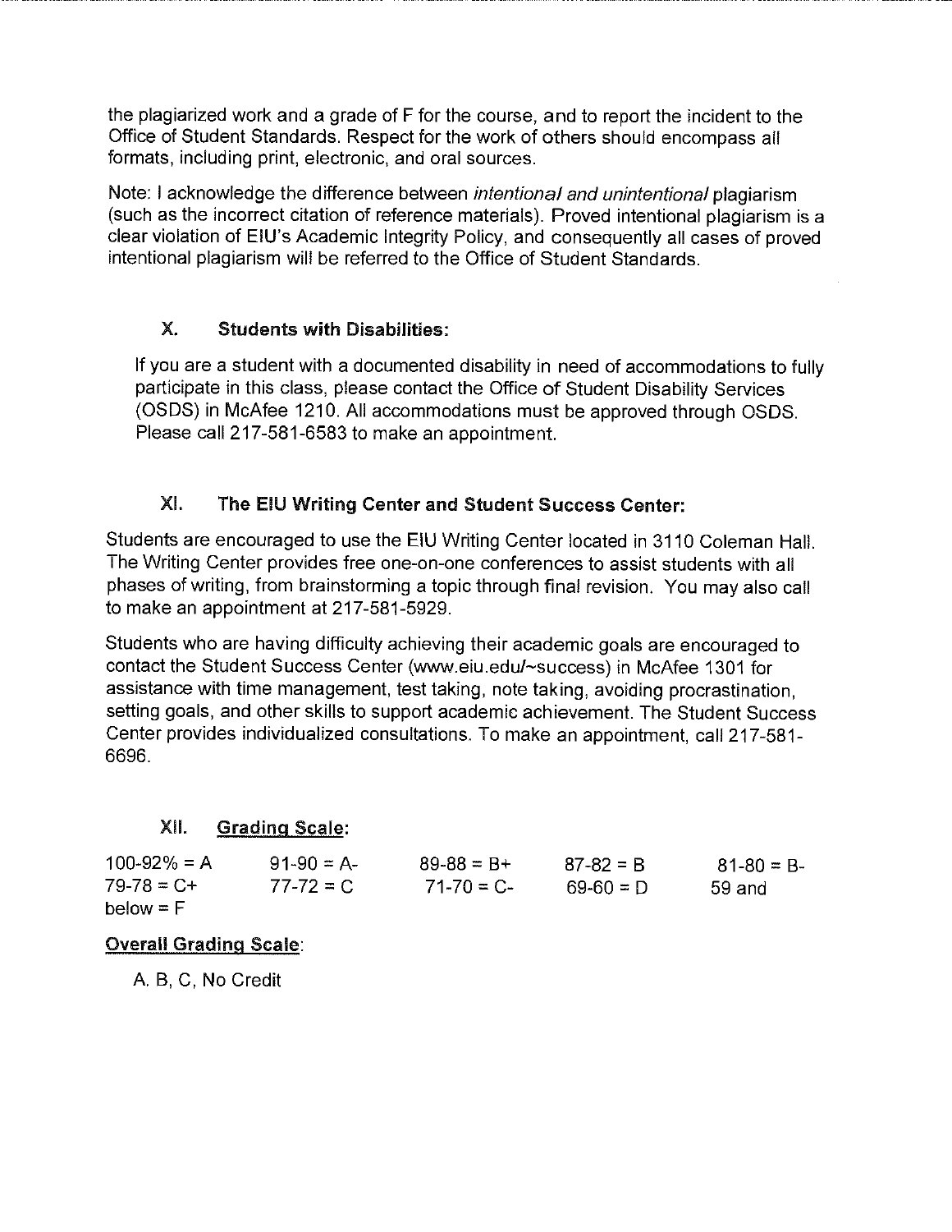the plagiarized work and a grade of F for the course, and to report the incident to the Office of Student Standards. Respect for the work of others should encompass all formats, including print, electronic, and oral sources.

Note: I acknowledge the difference between *intentional and unintentional* plagiarism (such as the incorrect citation of reference materials). Proved intentional plagiarism is a clear violation of EIU's Academic Integrity Policy, and consequently all cases of proved intentional plagiarism will be referred to the Office of Student Standards.

### X. Students with Disabilities:

If you are a student with a documented disability in need of accommodations to fully participate in this class, please contact the Office of Student Disability Services (OSDS) in McAfee 1210. All accommodations must be approved through OSDS. Please call 217-581-6583 to make an appointment.

### XI. The EIU Writing Center and Student Success Center:

Students are encouraged to use the EIU Writing Center located in 3110 Coleman Hall. The Writing Center provides free one-on-one conferences to assist students with all phases of writing, from brainstorming a topic through final revision. You may also call to make an appointment at 217-581-5929.

Students who are having difficulty achieving their academic goals are encouraged to contact the Student Success Center (www.eiu.edu/~success) in McAfee 1301 for assistance with time management, test taking, note taking, avoiding procrastination, setting goals, and other skills to support academic achievement. The Student Success Center provides individualized consultations. To make an appointment, call 217-581-6696.

### XII. <u>Grading Scale</u>:

100-92% = A   91-90 = A-   89-88 = B+   87-82 = B   81-80 = B-
79-78 = C+   77-72 = C   71-70 = C-   69-60 = D   59 and below = F

<u>**Overall Grading Scale**</u>:

A, B, C, No Credit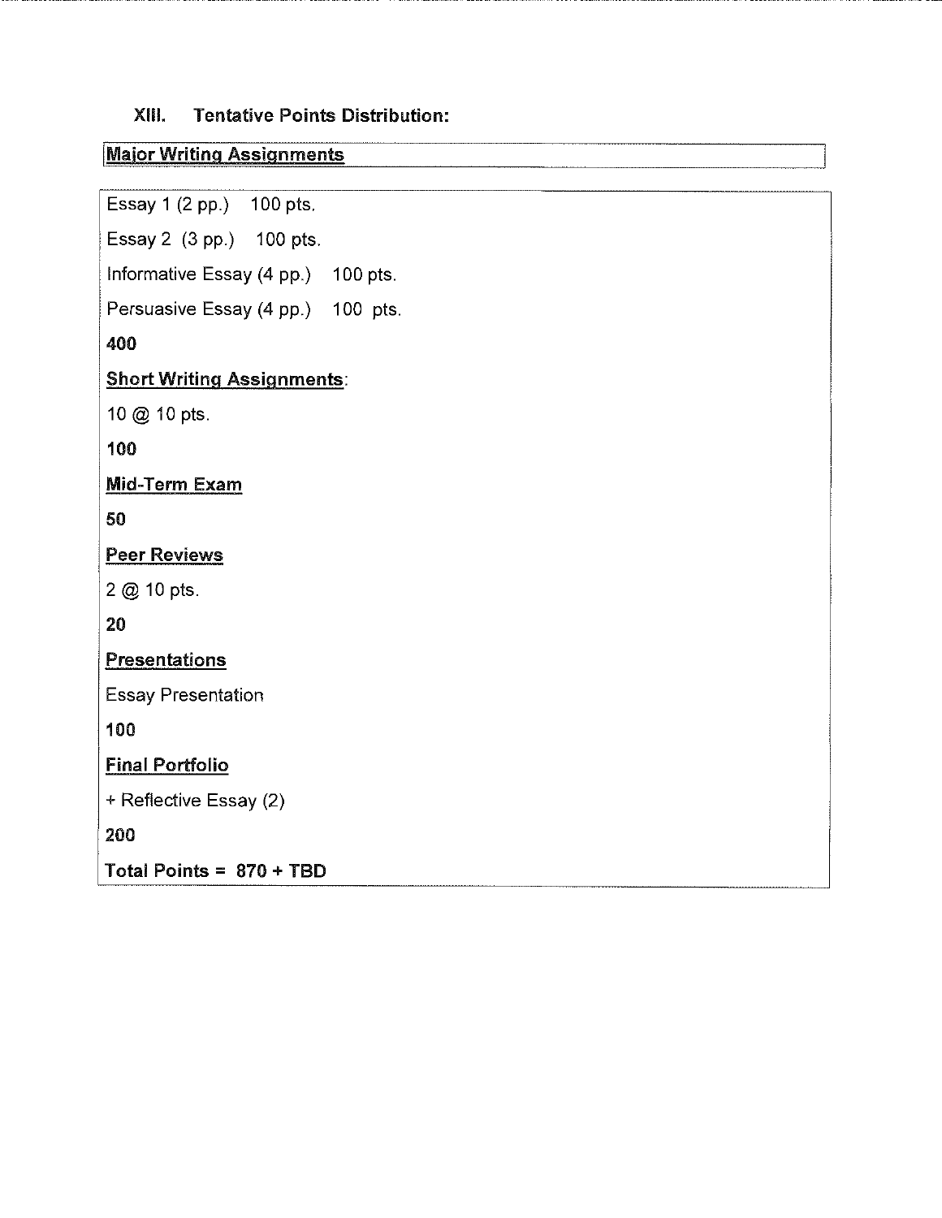## XIII. Tentative Points Distribution:

**Major Writing Assignments**

Essay 1 (2 pp.) 100 pts.

Essay 2 (3 pp.) 100 pts.

Informative Essay (4 pp.) 100 pts.

Persuasive Essay (4 pp.) 100 pts.

**400**

**Short Writing Assignments**:

10 @ 10 pts.

**100**

**Mid-Term Exam**

**50**

**Peer Reviews**

2 @ 10 pts.

**20**

**Presentations**

Essay Presentation

**100**

**Final Portfolio**

+ Reflective Essay (2)

**200**

**Total Points = 870 + TBD**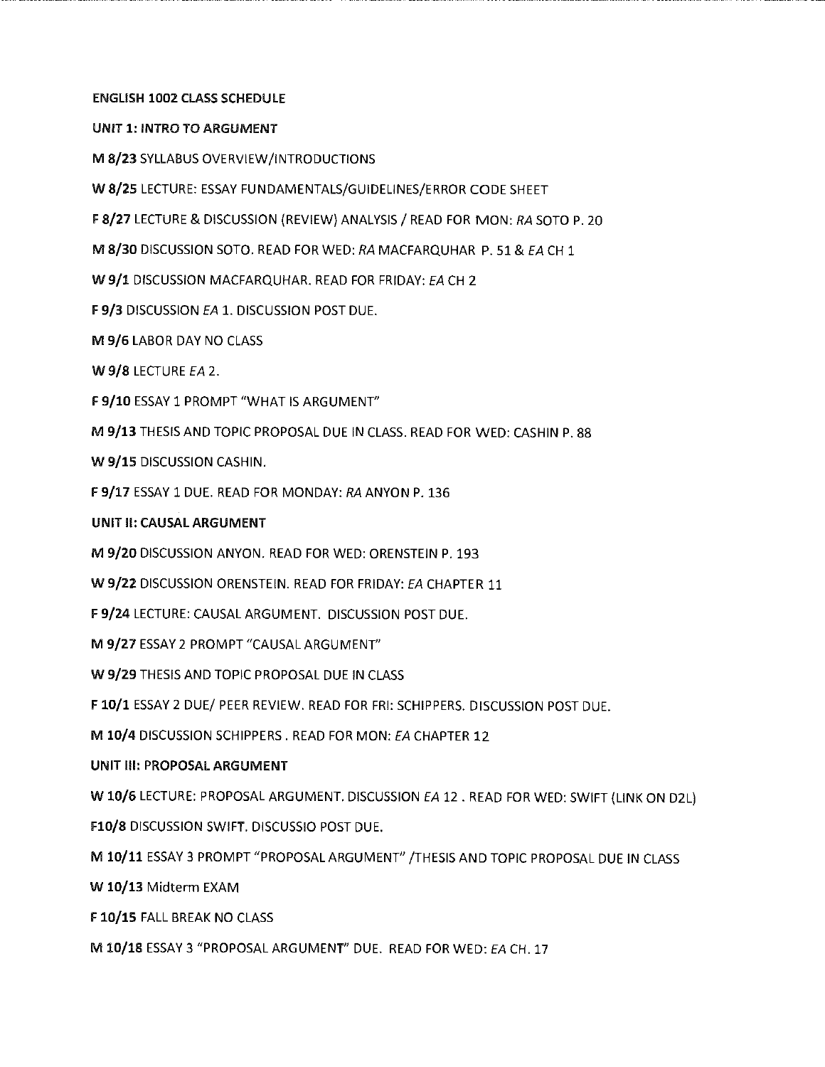**ENGLISH 1002 CLASS SCHEDULE**

**UNIT 1: INTRO TO ARGUMENT**

**M 8/23** SYLLABUS OVERVIEW/INTRODUCTIONS

**W 8/25** LECTURE: ESSAY FUNDAMENTALS/GUIDELINES/ERROR CODE SHEET

**F 8/27** LECTURE & DISCUSSION (REVIEW) ANALYSIS / READ FOR MON: *RA* SOTO P. 20

**M 8/30** DISCUSSION SOTO. READ FOR WED: *RA* MACFARQUHAR P. 51 & *EA* CH 1

**W 9/1** DISCUSSION MACFARQUHAR. READ FOR FRIDAY: *EA* CH 2

**F 9/3** DISCUSSION *EA* 1. DISCUSSION POST DUE.

**M 9/6** LABOR DAY NO CLASS

**W 9/8** LECTURE *EA* 2.

**F 9/10** ESSAY 1 PROMPT "WHAT IS ARGUMENT"

**M 9/13** THESIS AND TOPIC PROPOSAL DUE IN CLASS. READ FOR WED: CASHIN P. 88

**W 9/15** DISCUSSION CASHIN.

**F 9/17** ESSAY 1 DUE. READ FOR MONDAY: *RA* ANYON P. 136

**UNIT II: CAUSAL ARGUMENT**

**M 9/20** DISCUSSION ANYON. READ FOR WED: ORENSTEIN P. 193

**W 9/22** DISCUSSION ORENSTEIN. READ FOR FRIDAY: *EA* CHAPTER 11

**F 9/24** LECTURE: CAUSAL ARGUMENT. DISCUSSION POST DUE.

**M 9/27** ESSAY 2 PROMPT "CAUSAL ARGUMENT"

**W 9/29** THESIS AND TOPIC PROPOSAL DUE IN CLASS

**F 10/1** ESSAY 2 DUE/ PEER REVIEW. READ FOR FRI: SCHIPPERS. DISCUSSION POST DUE.

**M 10/4** DISCUSSION SCHIPPERS . READ FOR MON: *EA* CHAPTER 12

**UNIT III: PROPOSAL ARGUMENT**

**W 10/6** LECTURE: PROPOSAL ARGUMENT. DISCUSSION *EA* 12 . READ FOR WED: SWIFT (LINK ON D2L)

**F10/8** DISCUSSION SWIFT. DISCUSSIO POST DUE.

**M 10/11** ESSAY 3 PROMPT "PROPOSAL ARGUMENT" /THESIS AND TOPIC PROPOSAL DUE IN CLASS

**W 10/13** Midterm EXAM

**F 10/15** FALL BREAK NO CLASS

**M 10/18** ESSAY 3 "PROPOSAL ARGUMENT" DUE. READ FOR WED: *EA* CH. 17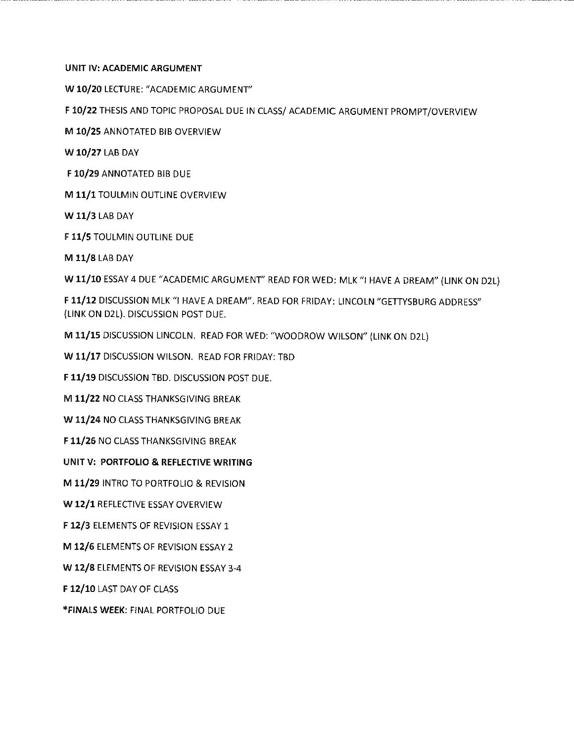**UNIT IV: ACADEMIC ARGUMENT**

**W 10/20** LECTURE: "ACADEMIC ARGUMENT"

**F 10/22** THESIS AND TOPIC PROPOSAL DUE IN CLASS/ ACADEMIC ARGUMENT PROMPT/OVERVIEW

**M 10/25** ANNOTATED BIB OVERVIEW

**W 10/27** LAB DAY

**F 10/29** ANNOTATED BIB DUE

**M 11/1** TOULMIN OUTLINE OVERVIEW

**W 11/3** LAB DAY

**F 11/5** TOULMIN OUTLINE DUE

**M 11/8** LAB DAY

**W 11/10** ESSAY 4 DUE "ACADEMIC ARGUMENT" READ FOR WED: MLK "I HAVE A DREAM" (LINK ON D2L)

**F 11/12** DISCUSSION MLK "I HAVE A DREAM". READ FOR FRIDAY: LINCOLN "GETTYSBURG ADDRESS" (LINK ON D2L). DISCUSSION POST DUE.

**M 11/15** DISCUSSION LINCOLN. READ FOR WED: "WOODROW WILSON" (LINK ON D2L)

**W 11/17** DISCUSSION WILSON. READ FOR FRIDAY: TBD

**F 11/19** DISCUSSION TBD. DISCUSSION POST DUE.

**M 11/22** NO CLASS THANKSGIVING BREAK

**W 11/24** NO CLASS THANKSGIVING BREAK

**F 11/26** NO CLASS THANKSGIVING BREAK

**UNIT V: PORTFOLIO & REFLECTIVE WRITING**

**M 11/29** INTRO TO PORTFOLIO & REVISION

**W 12/1** REFLECTIVE ESSAY OVERVIEW

**F 12/3** ELEMENTS OF REVISION ESSAY 1

**M 12/6** ELEMENTS OF REVISION ESSAY 2

**W 12/8** ELEMENTS OF REVISION ESSAY 3-4

**F 12/10** LAST DAY OF CLASS

***FINALS WEEK:** FINAL PORTFOLIO DUE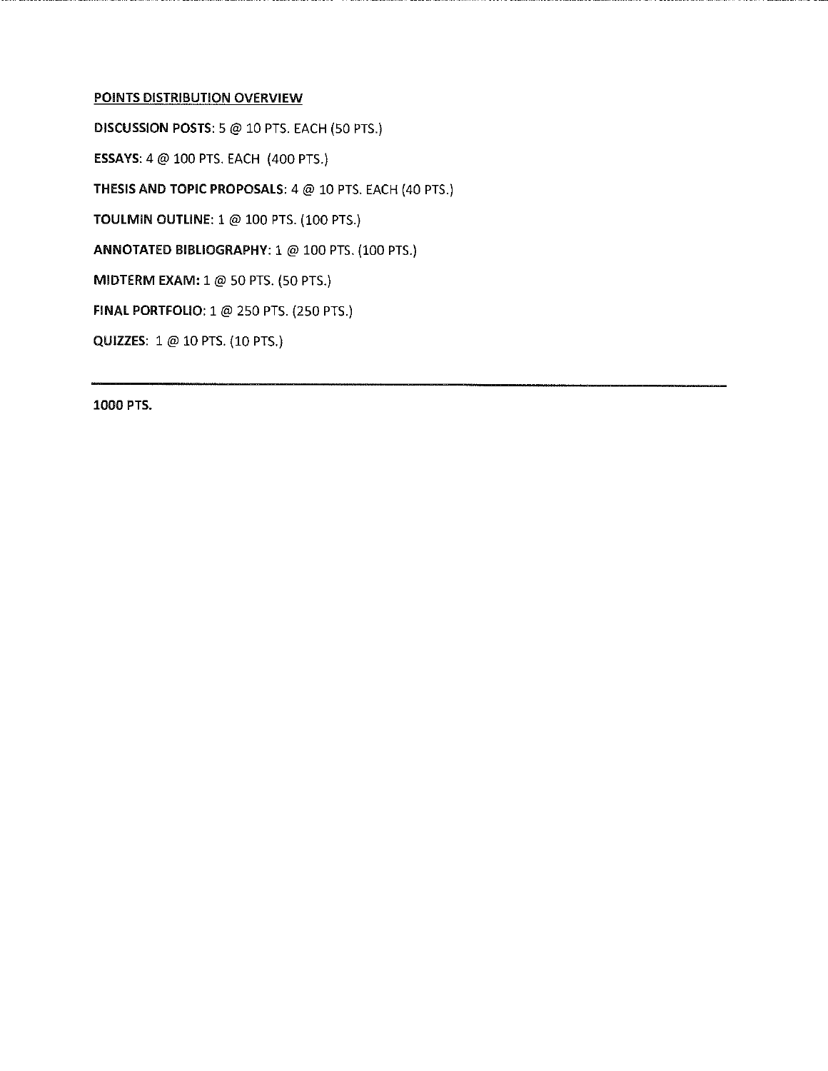**<u>POINTS DISTRIBUTION OVERVIEW</u>**

**DISCUSSION POSTS**: 5 @ 10 PTS. EACH (50 PTS.)

**ESSAYS**: 4 @ 100 PTS. EACH (400 PTS.)

**THESIS AND TOPIC PROPOSALS**: 4 @ 10 PTS. EACH (40 PTS.)

**TOULMIN OUTLINE**: 1 @ 100 PTS. (100 PTS.)

**ANNOTATED BIBLIOGRAPHY**: 1 @ 100 PTS. (100 PTS.)

**MIDTERM EXAM:** 1 @ 50 PTS. (50 PTS.)

**FINAL PORTFOLIO**: 1 @ 250 PTS. (250 PTS.)

**QUIZZES**: 1 @ 10 PTS. (10 PTS.)

---

**1000 PTS.**